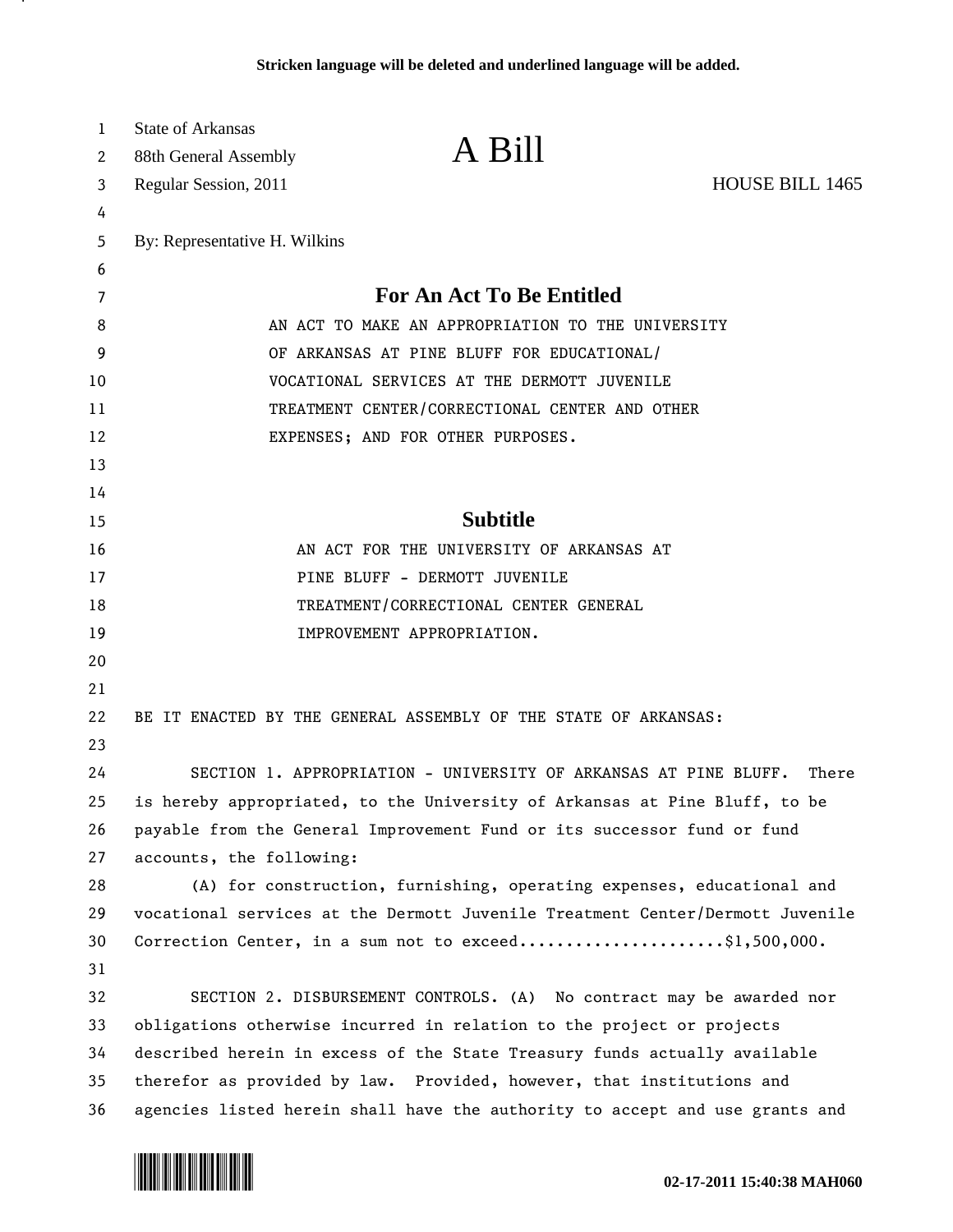Stricken language will be deleted and underlined language will be added.

State of Arkansas
88th General Assembly

# A Bill

Regular Session, 2011 HOUSE BILL 1465

By: Representative H. Wilkins

## For An Act To Be Entitled

AN ACT TO MAKE AN APPROPRIATION TO THE UNIVERSITY OF ARKANSAS AT PINE BLUFF FOR EDUCATIONAL/ VOCATIONAL SERVICES AT THE DERMOTT JUVENILE TREATMENT CENTER/CORRECTIONAL CENTER AND OTHER EXPENSES; AND FOR OTHER PURPOSES.

## Subtitle

AN ACT FOR THE UNIVERSITY OF ARKANSAS AT PINE BLUFF - DERMOTT JUVENILE TREATMENT/CORRECTIONAL CENTER GENERAL IMPROVEMENT APPROPRIATION.

BE IT ENACTED BY THE GENERAL ASSEMBLY OF THE STATE OF ARKANSAS:

SECTION 1. APPROPRIATION - UNIVERSITY OF ARKANSAS AT PINE BLUFF. There is hereby appropriated, to the University of Arkansas at Pine Bluff, to be payable from the General Improvement Fund or its successor fund or fund accounts, the following:

(A) for construction, furnishing, operating expenses, educational and vocational services at the Dermott Juvenile Treatment Center/Dermott Juvenile Correction Center, in a sum not to exceed......................$1,500,000.

SECTION 2. DISBURSEMENT CONTROLS. (A) No contract may be awarded nor obligations otherwise incurred in relation to the project or projects described herein in excess of the State Treasury funds actually available therefor as provided by law. Provided, however, that institutions and agencies listed herein shall have the authority to accept and use grants and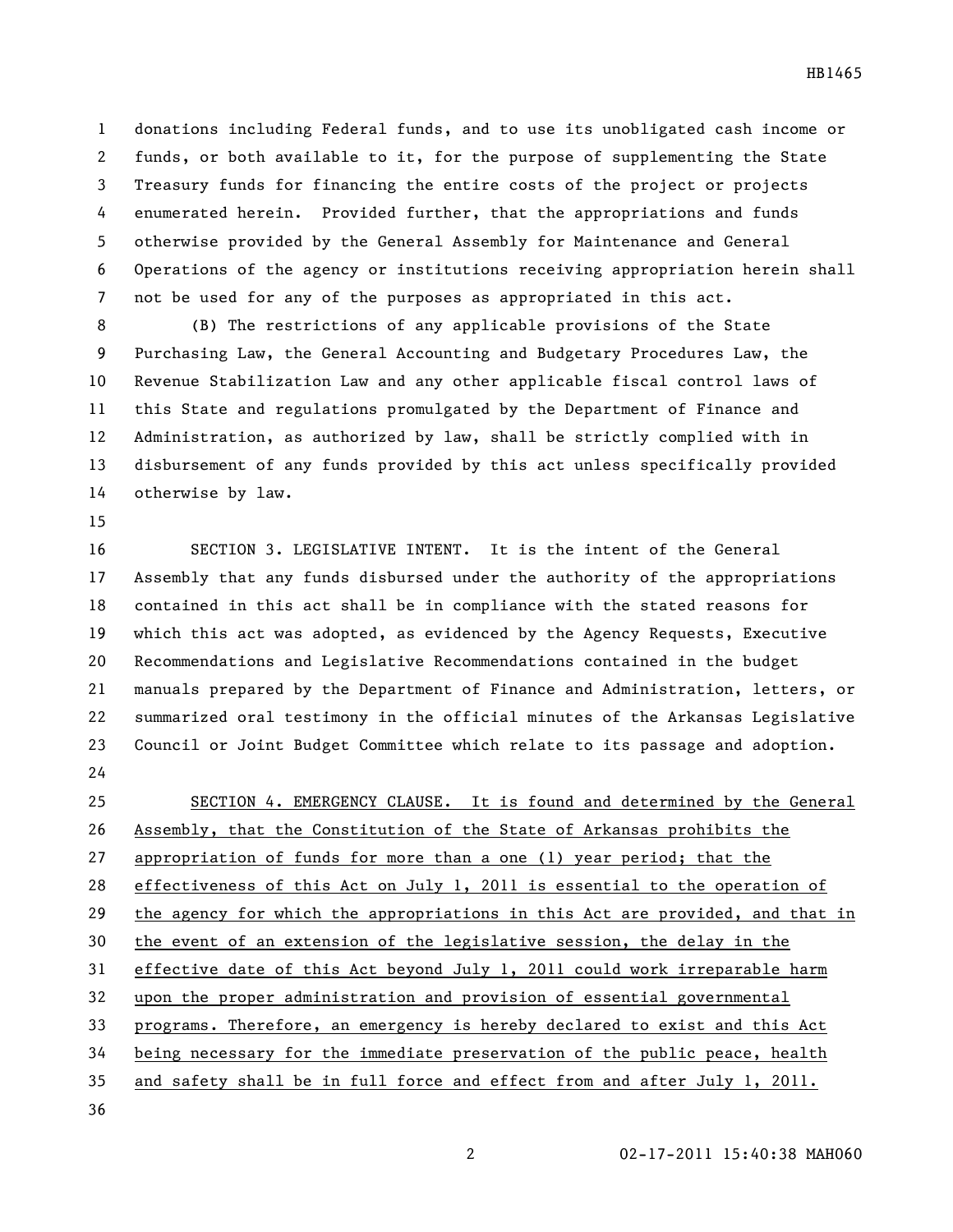donations including Federal funds, and to use its unobligated cash income or funds, or both available to it, for the purpose of supplementing the State Treasury funds for financing the entire costs of the project or projects enumerated herein. Provided further, that the appropriations and funds otherwise provided by the General Assembly for Maintenance and General Operations of the agency or institutions receiving appropriation herein shall not be used for any of the purposes as appropriated in this act.

(B) The restrictions of any applicable provisions of the State Purchasing Law, the General Accounting and Budgetary Procedures Law, the Revenue Stabilization Law and any other applicable fiscal control laws of this State and regulations promulgated by the Department of Finance and Administration, as authorized by law, shall be strictly complied with in disbursement of any funds provided by this act unless specifically provided otherwise by law.

SECTION 3. LEGISLATIVE INTENT. It is the intent of the General Assembly that any funds disbursed under the authority of the appropriations contained in this act shall be in compliance with the stated reasons for which this act was adopted, as evidenced by the Agency Requests, Executive Recommendations and Legislative Recommendations contained in the budget manuals prepared by the Department of Finance and Administration, letters, or summarized oral testimony in the official minutes of the Arkansas Legislative Council or Joint Budget Committee which relate to its passage and adoption.

SECTION 4. EMERGENCY CLAUSE. It is found and determined by the General Assembly, that the Constitution of the State of Arkansas prohibits the appropriation of funds for more than a one (1) year period; that the effectiveness of this Act on July 1, 2011 is essential to the operation of the agency for which the appropriations in this Act are provided, and that in the event of an extension of the legislative session, the delay in the effective date of this Act beyond July 1, 2011 could work irreparable harm upon the proper administration and provision of essential governmental programs. Therefore, an emergency is hereby declared to exist and this Act being necessary for the immediate preservation of the public peace, health and safety shall be in full force and effect from and after July 1, 2011.

02-17-2011 15:40:38 MAH060